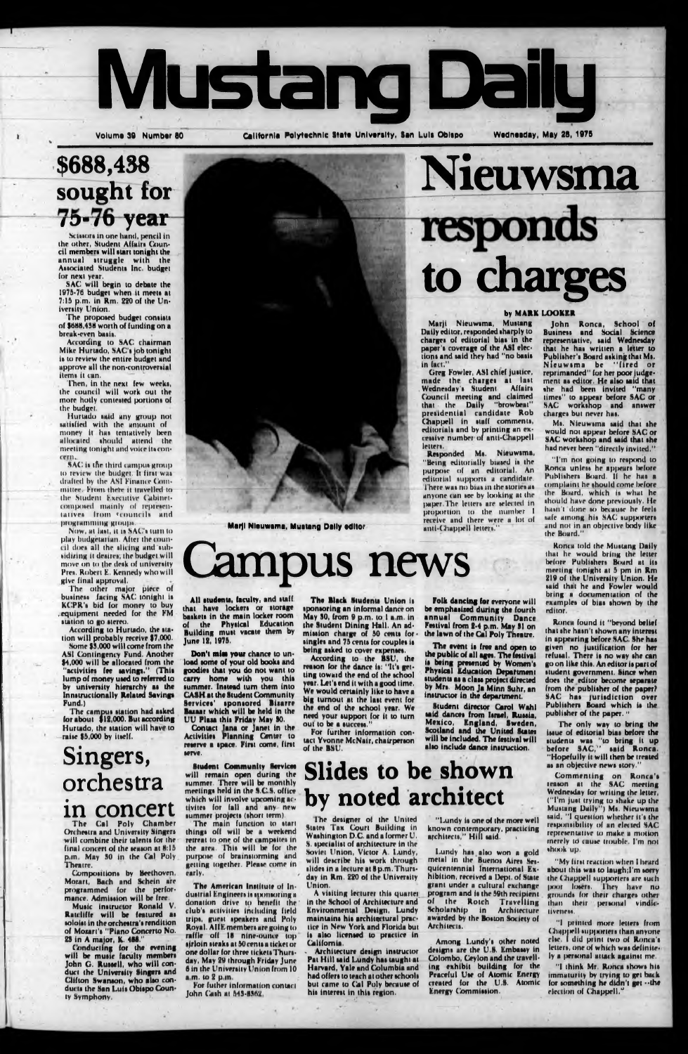# Mustang Daily

Volume 39 Number 80 — California Polytechnic State University, San Luis Obispo — Wednesday, May 28, 1975

## $688,438 sought for 75-76 year

Scissors in one hand, pencil in the other, Student Affairs Council members will start tonight the annual struggle with the Associated Students Inc. budget for next year.

SAC will begin to debate the 1975-76 budget when it meets at 7:15 p.m. in Rm. 220 of the University Union.

The proposed budget consists of $688,438 worth of funding on a break-even basis.

According to SAC chairman Mike Hurtado, SAC's job tonight is to review the entire budget and approve all the non-controversial items it can.

Then, in the next few weeks, the council will work out the more hotly contested portions of the budget.

Hurtado said any group not satisfied with the amount of money it has tentatively been allocated should attend the meeting tonight and voice its concern.

SAC is the third campus group to review the budget. It first was drafted by the ASI Finance Committee. From there it travelled to the Student Executive Cabinet—composed mainly of representatives from councils and programming groups.

Now, at last, it is SAC's turn to play budgetarian. After the council does all the slicing and subsidizing it desires, the budget will move on to the desk of university Pres. Robert E. Kennedy who will give final approval.

The other major piece of business facing SAC tonight is KCPR's bid for money to buy equipment needed for the FM station to go stereo.

According to Hurtado, the station will probably receive $7,000.

Some $3,000 will come from the ASI Contingency Fund. Another $4,000 will be allocated from the "activities fee savings." (This lump of money used to referred to by university hierarchy as the Innstructionally Related Savings Fund.)

The campus station had asked for about $12,000. But according Hurtado, the station will have to raise $5,000 by itself.

## Singers, orchestra in concert

The Cal Poly Chamber Orchestra and University Singers will combine their talents for the final concert of the season at 8:15 p.m. May 30 in the Cal Poly Theatre.

Compositions by Beethoven, Mozart, Bach and Schein are programmed for the performance. Admission will be free.

Music instructor Ronald V. Ratcliffe will be featured as soloist in the orchestra's rendition of Mozart's "Piano Concerto No. 23 in A major, K. 488."

Conducting for the evening will be music faculty members John G. Russell, who will conduct the University Singers and Clifton Swanson, who also conducts the San Luis Obispo County Symphony.

Marji Nieuwsma, Mustang Daily editor

# Nieuwsma responds to charges

**by MARK LOOKER**

Marji Nieuwsma, Mustang Daily editor, responded sharply to charges of editorial bias in the paper's coverage of the ASI elections and said they had "no basis in fact."

Greg Fowler, ASI chief justice, made the charges at last Wednesday's Student Affairs Council meeting and claimed that the Daily "browbeat" presidential candidate Rob Chappell in staff comments, editorials and by printing an excessive number of anti-Chappell letters.

Responded Ms. Nieuwsma, "Being editorially biased is the purpose of an editorial. An editorial supports a candidate. There was no bias in the stories as anyone can see by looking at the paper. The letters are selected in proportion to the number I receive and there were a lot of anti-Chappell letters."

John Ronca, School of Business and Social Science representative, said Wednesday that he has written a letter to Publisher's Board asking that Ms. Nieuwsma be "fired or reprimanded" for her poor judgement as editor. He also said that she had been invited "many times" to appear before SAC or SAC workshop and answer charges but never has.

Ms. Nieuwsma said that she would not appear before SAC or SAC workshop and said that she had never been "directly invited."

"I'm not going to respond to Ronca unless he appears before Publishers Board. If he has a complaint he should come before the Board, which is what he should have done previously. He hasn't done so because he feels safe among his SAC supporters and not in an objective body like the Board."

Ronca told the Mustang Daily that he would bring the letter before Publishers Board at its meeting tonight at 5 pm in Rm 219 of the University Union. He said that he and Fowler would bring a documentation of the examples of bias shown by the editor.

Ronca found it "beyond belief that she hasn't shown any interest in appearing before SAC. She has given no justification for her refusal. There is no way she can go on like this. An editor is part of student government. Since when does the editor become separate from the publisher of the paper? SAC has jurisdiction over Publishers Board which is the publisher of the paper."

The only way to bring the issue of editorial bias before the students was "to bring it up before SAC," said Ronca. "Hopefully it will then be treated as an objective news story."

Commenting on Ronca's reason at the SAC meeting Wednesday for writing the letter, ("I'm just trying to shake up the Mustang Daily") Ms. Nieuwsma said, "I question whether it's the responsibility of an elected SAC representative to make a motion merely to cause trouble. I'm not shook up.

"My first reaction when I heard about this was to laugh;I'm sorry the Chappell supporters are such poor losers. They have no grounds for their charges other than their personal vindictiveness.

"I printed more letters from Chappell supporters than anyone else. I did print two of Ronca's letters, one of which was definitely a personal attack against me.

"I think Mr. Ronca shows his immaturity by trying to get back for something he didn't get—the election of Chappell."

# Campus news

**All students, faculty, and staff** that have lockers or storage baskets in the main locker room of the Physical Education Building must vacate them by June 12, 1975.

**Don't miss your** chance to unload some of your old books and goodies that you do not want to carry home with you this summer. Instead turn them into CASH at the Student Community Services' sponsored Bizarre Bazaar which will be held in the UU Plaza this Friday May 30.

Contact Jana or Janet in the Activities Planning Center to reserve a space. First come, first serve.

**Student Community Services** will remain open during the summer. There will be monthly meetings held in the S.C.S. office which will involve upcoming activities for fall and any new summer projects (short term).

The main function to start things off will be a weekend retreat to one of the campsites in the area. This will be for the purpose of brainstorming and getting together. Please come in early.

**The American Institute of Industrial Engineers** is sponsoring a donation drive to benefit the club's activities including field trips, guest speakers and Poly Royal. AIIE members are going to raffle off 18 nine-ounce top sirloin steaks at 50 cents a ticket or one dollar for three tickets Thursday, May 29 through Friday June 6 in the University Union from 10 a.m. to 2 p.m.

For further information contact John Cash at 543-8362.

**The Black Students Union** is sponsoring an informal dance on May 30, from 9 p.m. to 1 a.m. in the Student Dining Hall. An admission charge of 50 cents for singles and 75 cents for couples is being asked to cover expenses.

According to the BSU, the reason for the dance is: "It's getting toward the end of the school year. Let's end it with a good time. We would certainly like to have a big turnout at the last event for the end of the school year. We need your support for it to turn out to be a success."

For further information contact Yvonne McNair, chairperson of the BSU.

**Folk dancing for everyone will** be emphasized during the fourth annual Community Dance Festival from 2-4 p.m. May 31 on the lawn of the Cal Poly Theatre.

**The event is free and open to** the public of all ages. The festival is being presented by Women's Physical Education Department students as a class project directed by Mrs. Moon Ja Minn Suhr, an instructor in the department.

**Student director Carol Wahl** said dances from Israel, Russia, Mexico, England, Sweden, Scotland and the United States will be included. The festival will also include dance instruction.

## Slides to be shown by noted architect

The designer of the United States Tax Court Building in Washington D.C. and a former U.S. specialist of architecture in the Soviet Union, Victor A. Lundy, will describe his work through slides in a lecture at 8 p.m. Thursday in Rm. 220 of the University Union.

A visiting lecturer this quarter in the School of Architecture and Environmental Design, Lundy maintains his architectural practice in New York and Florida but is also licensed to practice in California.

Architecture design instructor Pat Hill said Lundy has taught at Harvard, Yale and Columbia and had offers to teach at other schools but came to Cal Poly because of his interest in this region.

"Lundy is one of the more well known contemporary, practicing architects," Hill said.

Lundy has also won a gold metal in the Buenos Aires Sesquicentennial International Exhibition, received a Dept. of State grant under a cultural exchange program and is the 59th recipient of the Rotch Travelling Scholarship in Architecture awarded by the Boston Society of Architects.

Among Lundy's other noted designs are the U.S. Embassy in Colombo, Ceylon and the travelling exhibit building for the Peaceful Use of Atomic Energy created for the U.S. Atomic Energy Commission.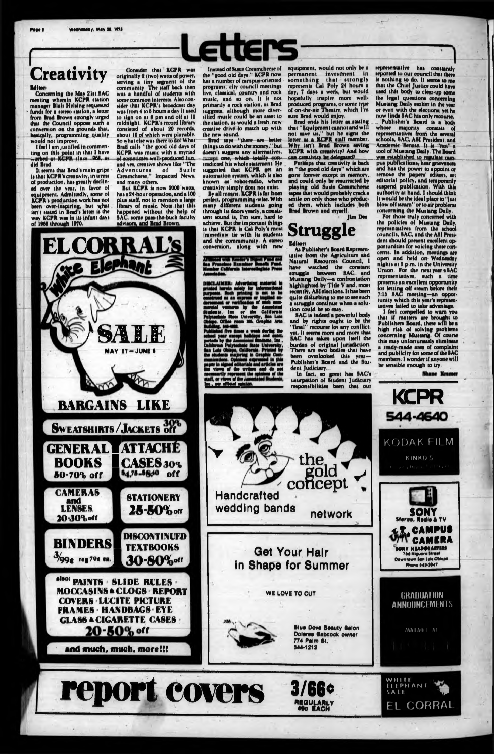# Letters

## Creativity

Editor:

Concerning the May 21st SAC meeting wherein KCPR station manager Blair Helsing requested funds for a stereo station, a letter from Brad Brown strongly urged that the Council oppose such a conversion on the grounds that, basically, programming quality would not improve.

I feel I am justified in commenting on this point in that I have worked at KCPR since 1968, as did Brad.

It seems that Brad's main gripe is that KCPR's creativity, in terms of production, has greatly declined over the year, in favor of equipment. Admittedly, some of KCPR's production work has not been over-inspiring, but what isn't stated in Brad's letter is the way KCPR was in its infant days of 1968 through 1970.

Consider that KCPR was originally 2 (two) watts of power, serving a tiny segment of the community. The staff back then was a handful of students with some common interests. Also consider that KCPR's broadcast day was from 4 to 6 hours a day it used to sign on at 8 pm and off at 12 midnight. KCPR's record library consisted of about 20 records, about 10 of which were playable. So what else was there to do! What Brad calls "the good old days of KCPR was music with a myriad of sometimes well-produced fun, and yes, creative shows like "The Adventures of Susie Creamcheese," Impacted News, and many others.

But KCPR is now 2000 watts, has a 24-hour operation, and a 100 plus staff, not to mention a large library of music. Note that this happened without the help of SAC, some pass-the-buck faculty advisors, and Brad Brown.

Instead of Susie Creamcheese of the "good old days," KCPR now has a number of campus-oriented programs, city council meetings live, classical, country and rock music, and so on. It is not primarily a rock station, as Brad suggests, although more diversified music could be an asset to the station, as would a fresh, new creative drive to match up with the new sound.

Brad says "there are better things to do with the money," but doesn't suggest any alternatives, except one, which totally contradicted his whole statement. He suggested that KCPR get an automation system, which is also known as robot-radio, where creativity simply does not exist.

By all means, KCPR is far from perfect, programming-wise. With many different students going through its doors yearly, a consistent sound is, I'm sure, hard to achieve. But the important things is that KCPR is Cal Poly's most immediate tie with its students and the commmunity. A stereo conversion, along with new equipment, would not only be a permanent investment in something that strongly represents Cal Poly 24 hours a day, 7 days a week, but would hopefully inspire more well-produced programs, or some type of on-the-air Theatre, which I'm sure Brad would enjoy.

Brad ends his letter as stating that "Equipment cannot and will not save us," but he signs the letter as a KCPR staff member. Why isn't Brad Brown saving KCPR with creativity? And how can creativity be delegated?

Perhaps that creativity is back in "the good old days" which are gone forever except in memory, and could only be resurrected by playing old Susie Creamcheese tapes that would probably crack a smile on only those who produced them, which includes both Brad Brown and myself.

Jim Dee

## Struggle

Editor:

As Publisher's Board Representative from the Agriculture and Natural Resources Council, I have watched the constant struggle between SAC and Mustang Daily—a confrontation highlighted by Title V and, most recently, ASI elections. It has been quite disturbing to me to see such a struggle continue when a solution could be so easy.

SAC is indeed a powerful body and by rights ought to be the "final" recourse for any conflict; yet, it seems more and more that SAC has taken upon itself the burden of original jurisdiction. There are two bodies that have been overlooked this year—Publisher's Board and the Student Judiciary.

In fact, so great has SAC's usurpation of Student Judiciary responsibilities been that our representative has constantly reported to our council that there is nothing to do. It seems to me that the Chief Justice could have used this body to clear-up some the legal questions concerning Mustang Daily earlier in the year or even with the elections; yet he now finds SAC his only recourse.

Publisher's Board is a body whose majority consists of representatives from the several schools, SAC, ASI President, and Academic Senate. It is "not" a tool of Mustang Daily. The Board was established to regulate campus publications, hear grievances and has the power to appoint or remove the papers' editors, set editorial policy, and temporarily suspend publication. With this authority at hand, I should think it would be the ideal place to "just blow off steam" or to air problems concerning the Mustang Daily.

For those truly concerned with the policies of Mustang Daily, representatives from the school councils, SAC, and the ASI President should present excellent opportunities for voicing these concerns. In addition, meetings are open and held on Wednesday nights at 5 p.m. in the University Union. For the next year's SAC representatives, such a time presents an excellent opportunity for letting off steam before their 7:15 SAC meeting—an opportunity which this year's representatives failed to take advantage.

I feel compelled to warn you that if matters are brought to Publishers Board, there will be a high risk of solving problems concerning Mustang. Of course this may unfortunately eliminate a ready-made area of complaint and publicity for some of the SAC members. I wonder if anyone will be sensible enough to try.

Shane Kramer

Affiliated with Reader's Digest Fund and San Francisco Examiner Benefit Fund. Member California Intercollegiate Press Association.

DISCLAIMER: Advertising material is printed herein solely for informational purposes. Such printing is not to be construed as an express or implied endorsement or verification of such commercial ventures by the Associated Students, Inc. or the California Polytechnic State University, San Luis Obispo. Office room 226, Graphic Arts Building, 546-1143.

Published five times a week during the school year except holidays and exam periods by the Associated Students, Inc., California Polytechnic State University, San Luis Obispo, California. Printed by the students majoring in Graphic Communications. Opinions expressed in this paper in signed editorials and articles are the views of the writers and do not necessarily represent the opinions of the staff, or views of the Associated Students, Inc., nor official opinion.

EL CORRAL'S White Elephant SALE

MAY 27 — JUNE 6

BARGAINS LIKE

SWEATSHIRTS/JACKETS 30% off

GENERAL BOOKS 50-70% off

ATTACHÉ CASES 30% off $4.75-$8.40

CAMERAS and LENSES 20-30% off

STATIONERY 25-50% off

BINDERS 3/99¢ reg 79¢ ea.

DISCONTINUED TEXTBOOKS 30-80% off

also: PAINTS · SLIDE RULES · MOCCASINS & CLOGS · REPORT COVERS · LUCITE PICTURE FRAMES · HANDBAGS · EYE GLASS & CIGARETTE CASES · 20-50% off

and much, much, more!!!

report covers 3/66¢ REGULARLY 49¢ EACH

the gold concept

Handcrafted wedding bands

network

Get Your Hair In Shape for Summer

WE LOVE TO CUT

Blue Dove Beauty Salon
Dolores Babcock owner
774 Palm St.
544-1213

KCPR 544-4640

KODAK FILM

KINKO'S

SONY Stereo, Radio & TV

CAMPUS CAMERA

SONY HEADQUARTERS
766 Higuera Street
Downtown San Luis Obispo
Phone 543-2047

GRADUATION ANNOUNCEMENTS

AVAILABLE AT

WHITE ELEPHANT SALE

EL CORRAL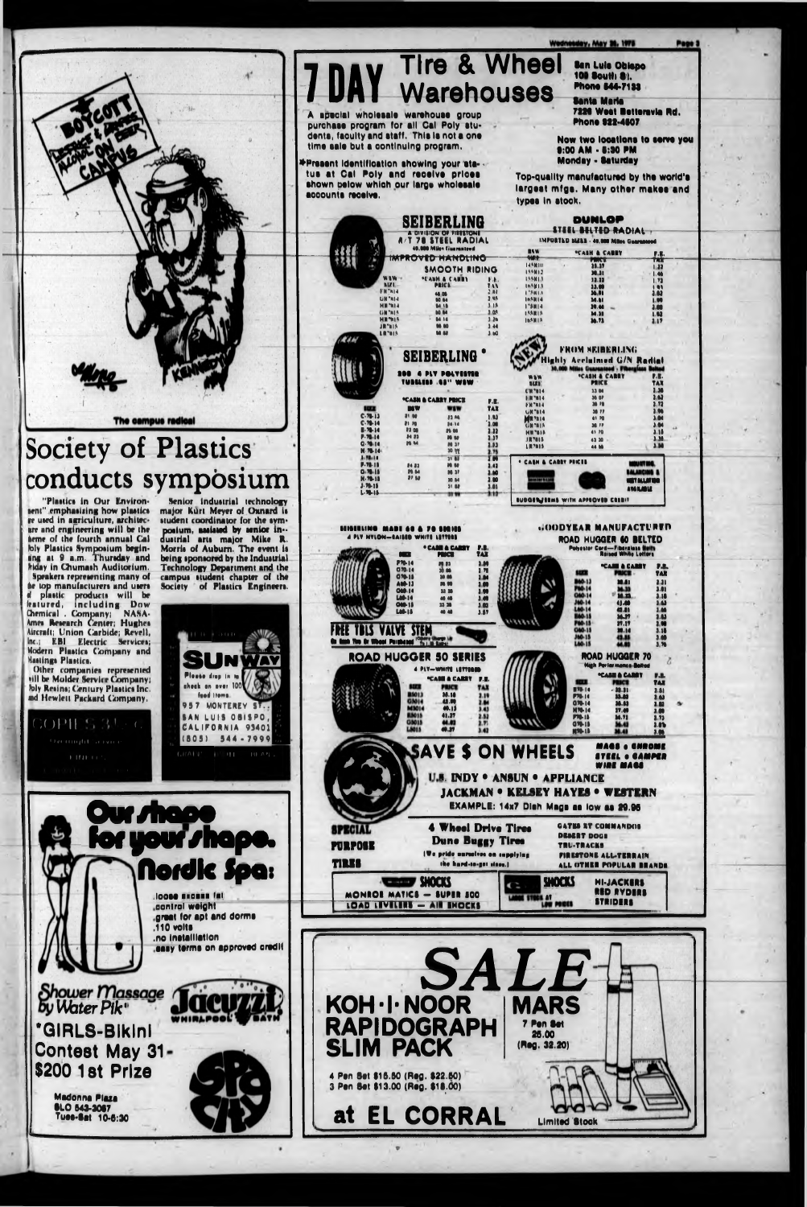BOYCOTT LICENSE & LIQUOR ALCOHOL ON BEER CAMPUS

The campus radical

# Society of Plastics conducts symposium

"Plastics in Our Environment" emphasizing how plastics are used in agriculture, architecture and engineering will be the theme of the fourth annual Cal Poly Plastics Symposium beginning at 9 a.m. Thursday and Friday in Chumash Auditorium.

Speakers representing many of the top manufacturers and users of plastic products will be featured, including Dow Chemical Company; NASA-Ames Research Center; Hughes Aircraft; Union Carbide; Revell, Inc.; EBI Electric Services; Modern Plastics Company and Hastings Plastics.

Other companies represented will be Molder Service Company; Poly Resins; Century Plastics Inc. and Hewlett Packard Company.

Senior industrial technology major Kurt Meyer of Oxnard is student coordinator for the symposium, assisted by senior industrial arts major Mike R. Morris of Auburn. The event is being sponsored by the Industrial Technology Department and the campus student chapter of the Society of Plastics Engineers.

SUNWAY

Please drop in to check on over 100 food items.

957 MONTEREY ST.
SAN LUIS OBISPO, CALIFORNIA 93401
(805) 544-7999

# 7 DAY Tire & Wheel Warehouses

San Luis Obispo
109 South St.
Phone 544-7133

Santa Maria
7226 West Betteravia Rd.
Phone 922-4607

Now two locations to serve you
8:00 AM - 5:30 PM
Monday - Saturday

A special wholesale warehouse group purchase program for all Cal Poly students, faculty and staff. This is not a one time sale but a continuing program.

*Present identification showing your status at Cal Poly and receive prices shown below which our large wholesale accounts receive.

Top-quality manufactured by the world's largest mfgs. Many other makes and types in stock.

## SEIBERLING

A DIVISION OF FIRESTONE
R/T 78 STEEL RADIAL
40,000 Miles Guaranteed
IMPROVED HANDLING
SMOOTH RIDING

| WSW SIZE | *CASH & CARRY PRICE | F.E. TAX |
|---|---|---|
| ER78-14 | 46.08 | 2.31 |
| GR78-14 | 50.64 | 2.55 |
| HR78-14 | 54.16 | 3.15 |
| GR78-15 | 50.94 | 2.05 |
| HR78-15 | 54.16 | 3.26 |
| JR78-15 | 56.60 | 3.44 |
| LR78-15 | 58.50 | 3.60 |

## DUNLOP

STEEL BELTED RADIAL
IMPORTED SIZES - 40,000 Miles Guaranteed

| BSW SIZE | *CASH & CARRY PRICE | F.E. TAX |
|---|---|---|
| 145R10 | 25.27 | 1.22 |
| 155R12 | 30.31 | 1.46 |
| 155R13 | 32.32 | 1.72 |
| 165R13 | 33.00 | 1.91 |
| 175R13 | 36.01 | 2.02 |
| 165R14 | 36.61 | 1.99 |
| 175R14 | 39.46 | 2.08 |
| 155R15 | 34.35 | 1.82 |
| 165R15 | 36.73 | 2.17 |

## SEIBERLING

800 4 PLY POLYESTER
TUBELESS .62" WSW

| SIZE | *CASH & CARRY PRICE BSW | WSW | F.E. TAX |
|---|---|---|---|
| C-78-13 | 21.90 | | 1.82 |
| C-78-14 | 21.70 | 24.16 | 2.08 |
| E-78-14 | 22.00 | 25.00 | 2.22 |
| F-78-14 | 24.22 | 26.50 | 2.37 |
| G-78-14 | 25.54 | 28.37 | 2.53 |
| H-78-14 | | 30.?? | 2.75 |
| J-78-14 | | 31.52 | 2.99 |
| F-78-15 | 24.22 | 26.50 | 2.42 |
| G-78-15 | 25.54 | 28.37 | 2.60 |
| H-78-15 | 27.52 | 30.54 | 2.80 |
| J-78-15 | | 31.52 | 3.01 |
| L-78-15 | | 32.94 | 3.18 |

## NEW FROM SEIBERLING

Highly Acclaimed G/N Radial
30,000 Miles Guaranteed - Fiberglass Belted

| WSW SIZE | *CASH & CARRY PRICE | F.E. TAX |
|---|---|---|
| CR78-14 | 33.04 | 2.26 |
| ER78-14 | 35.07 | 2.62 |
| FR78-14 | 36.78 | 2.72 |
| GR78-14 | 38.77 | 2.96 |
| HR78-14 | 41.70 | 3.04 |
| GR78-15 | 38.77 | 3.04 |
| HR78-15 | 41.70 | 3.15 |
| JR78-15 | 43.30 | 3.35 |
| LR78-15 | 44.50 | 3.38 |

* CASH & CARRY PRICES

MOUNTING, BALANCING & INSTALLATION AVAILABLE

BUDGET TERMS WITH APPROVED CREDIT

## SEIBERLING MADE 60 & 70 SERIES

4 PLY NYLON—RAISED WHITE LETTERS

| SIZE | *CASH & CARRY PRICE | F.E. TAX |
|---|---|---|
| F70-14 | 29.23 | 2.50 |
| G70-14 | 30.86 | 2.70 |
| G70-15 | 30.86 | 2.84 |
| A60-13 | 26.90 | 2.00 |
| G60-14 | 32.30 | 2.99 |
| L60-14 | 40.40 | 3.49 |
| G60-15 | 32.30 | 3.02 |
| L60-15 | 40.40 | 3.57 |

## GOODYEAR MANUFACTURED

ROAD HUGGER 60 BELTED
Polyester Cord—Fiberglass Belts
Raised White Letters

| SIZE | *CASH & CARRY PRICE | F.E. TAX |
|---|---|---|
| B60-13 | 30.51 | 2.21 |
| F60-14 | 36.33 | 3.01 |
| G60-14 | 38.33 | 3.18 |
| J60-14 | 41.49 | 3.43 |
| L60-14 | 42.81 | 3.66 |
| B60-15 | 36.77 | 3.03 |
| F60-15 | 37.17 | 2.98 |
| G60-15 | 39.16 | 3.20 |
| J60-15 | 42.55 | 3.49 |
| L60-15 | 44.93 | 3.76 |

FREE TRLS VALVE STEM
On Each Tire Or Wheel Purchased

## ROAD HUGGER 50 SERIES

4 PLY—WHITE LETTERS

| SIZE | *CASH & CARRY PRICE | F.E. TAX |
|---|---|---|
| B5013 | 30.16 | 2.19 |
| G5014 | 42.20 | 2.84 |
| M5014 | 49.13 | 3.43 |
| E5015 | 41.27 | 2.52 |
| G5015 | 44.83 | 2.71 |
| L5015 | 49.27 | 3.42 |

## ROAD HUGGER 70

High Performance Belted

| SIZE | *CASH & CARRY PRICE | F.E. TAX |
|---|---|---|
| E70-14 | 32.31 | 2.51 |
| F70-14 | 33.83 | 2.65 |
| G70-14 | 35.53 | 2.82 |
| H70-14 | 37.49 | 2.99 |
| F70-15 | 34.71 | 2.72 |
| G70-15 | 36.43 | 2.87 |
| H70-15 | 38.41 | 3.06 |

## SAVE $ ON WHEELS

MAGS • CHROME STEEL • CAMPER WIRE MAGS

U.S. INDY • ANSUN • APPLIANCE
JACKMAN • KELSEY HAYES • WESTERN
EXAMPLE: 14x7 Dish Mags as low as 29.95

SPECIAL PURPOSE TIRES

4 Wheel Drive Tires
Dune Buggy Tires
(We pride ourselves on supplying the hard-to-get sizes.)

GATES XT COMMANDOS
DESERT DOGS
TRU-TRACKS
FIRESTONE ALL-TERRAIN
ALL OTHER POPULAR BRANDS

SHOCKS
MONROE MATICS — SUPER 500
LOAD LEVELERS — AIR SHOCKS

SHOCKS
LARGE STOCK AT LOW PRICES

HI-JACKERS
RED RYDERS
STRIDERS

# Our shape for your shape. Nordic Spa:

- loose excess fat
- control weight
- great for apt and dorms
- 110 volts
- no installation
- easy terms on approved credit

Shower Massage by Water Pik®

Jacuzzi WHIRLPOOL BATH

*GIRLS-Bikini Contest May 31- $200 1st Prize

Madonna Plaza
SLO 543-3067
Tues-Sat 10-6:30

SPA CITY

# SALE

KOH-I-NOOR RAPIDOGRAPH SLIM PACK

4 Pen Set $15.50 (Reg. $22.50)
3 Pen Set $13.00 (Reg. $18.00)

MARS
7 Pen Set
25.00
(Reg. 32.20)

at EL CORRAL

Limited Stock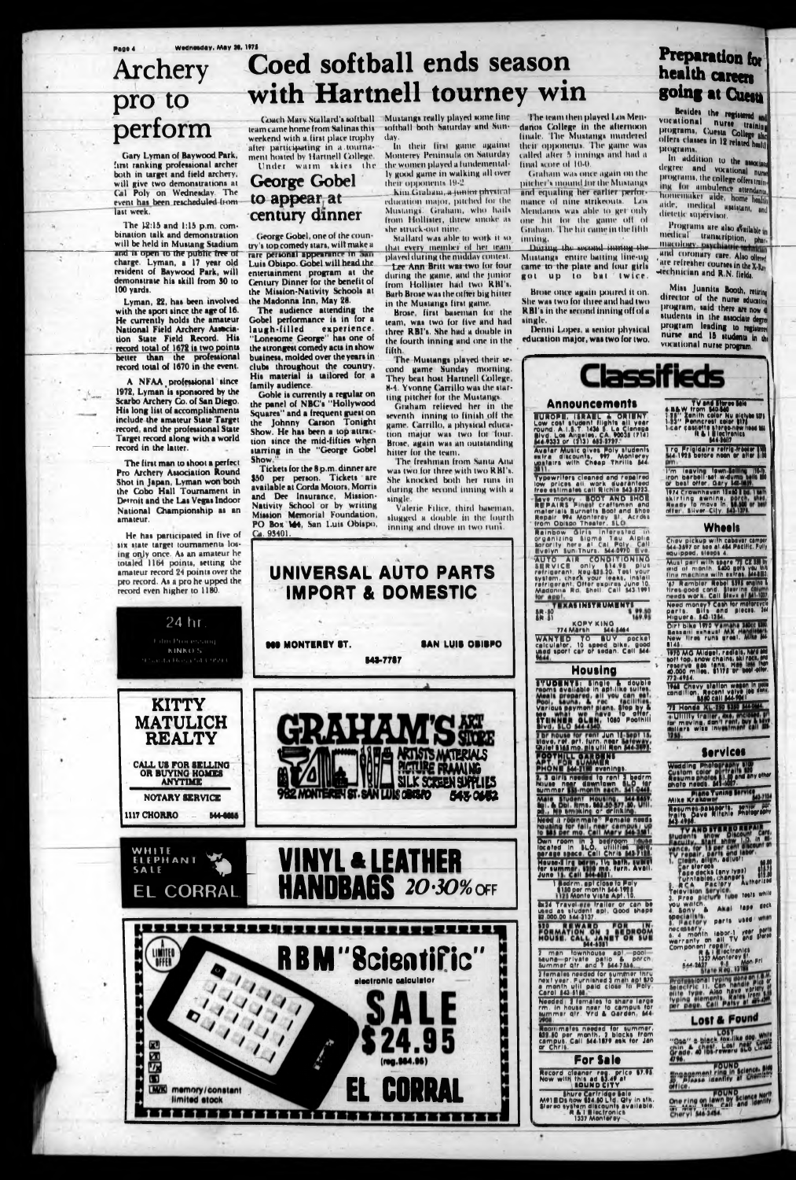# Archery pro to perform

Gary Lyman of Baywood Park, first ranking professional archer both in target and field archery, will give two demonstrations at Cal Poly on Wednesday. The event has been rescheduled from last week.

The 12:15 and 1:15 p.m. combination talk and demonstration will be held in Mustang Stadium and is open to the public free of charge. Lyman, a 17 year old resident of Baywood Park, will demonstrate his skill from 30 to 100 yards.

Lyman, 22, has been involved with the sport since the age of 16. He currently holds the amateur National Field Archery Association State Field Record. His record total of 1672 is two points better than the professional record total of 1670 in the event.

A NFAA professional since 1972, Lyman is sponsored by the Scarbo Archery Co. of San Diego. His long list of accomplishments include the amateur State Target record, and the professional State Target record along with a world record in the latter.

The first man to shoot a perfect Pro Archery Association Round Shot in Japan, Lyman won both the Cobo Hall Tournament in Detroit and the Las Vegas Indoor National Championship as an amateur.

He has participated in five of six state target tournaments losing only once. As an amateur he totaled 1164 points, setting the amateur record 24 points over the pro record. As a pro he upped the record even higher to 1180.

# Coed softball ends season with Hartnell tourney win

Coach Mary Stallard's softball team came home from Salinas this weekend with a first place trophy after participating in a tournament hosted by Hartnell College.

Under warm skies the Mustangs really played some fine softball both Saturday and Sunday.

In their first game against Monterey Peninsula on Saturday the women played a fundamentally good game in walking all over their opponents 19-2.

Kim Graham, a junior physical education major, pitched for the Mustangs. Graham, who hails from Hollister, threw smoke as she struck-out nine.

Stallard was able to work it so that every member of her team played during the midday contest.

Lee Ann Britt was two for four during the game, and the junior from Hollister had two RBI's. Barb Brose was the other big hitter in the Mustangs first game.

Brose, first baseman for the team, was two for five and had three RBI's. She had a double in the fourth inning and one in the fifth.

The Mustangs played their second game Sunday morning. They beat host Hartnell College, 8-4. Yvonne Carrillo was the starting pitcher for the Mustangs.

Graham relieved her in the seventh inning to finish off the game. Carrillo, a physical education major was two for four. Brose, again was an outstanding hitter for the team.

The freshman from Santa Ana was two for three with two RBI's. She knocked both her runs in during the second inning with a single.

Valerie Filice, third baseman, slugged a double in the fourth inning and drove in two runs.

The team then played Los Mendanos College in the afternoon finale. The Mustangs murdered their opponents. The game was called after 5 innings and had a final score of 10-0.

Graham was once again on the pitcher's mound for the Mustangs and equaling her earlier performance of nine strikeouts. Los Mendanos was able to get only one hit for the game off of Graham. The hit came in the fifth inning.

During the second inning the Mustangs entire batting line-up came to the plate and four girls got up to bat twice.

Brose once again poured it on. She was two for three and had two RBI's in the second inning off of a single.

Denni Lopes, a senior physical education major, was two for two.

## George Gobel to appear at century dinner

George Gobel, one of the country's top comedy stars, will make a rare personal appearance in San Luis Obispo. Gobel will head the entertainment program at the Century Dinner for the benefit of the Mission-Nativity Schools at the Madonna Inn, May 28.

The audience attending the Gobel performance is in for a laugh-filled experience. "Lonesome George" has one of the strongest comedy acts in show business, molded over the years in clubs throughout the country. His material is tailored for a family audience.

Goble is currently a regular on the panel of NBC's "Hollywood Squares" and a frequent guest on the Johnny Carson Tonight Show. He has been a top attraction since the mid-fifties when starring in the "George Gobel Show."

Tickets for the 8 p.m. dinner are $50 per person. Tickets are available at Corda Motors, Morris and Dee Insurance, Mission-Nativity School or by writing Mission Memorial Foundation, PO Box 144, San Luis Obispo, Ca. 93401.

# Preparation for health careers going at Cuesta

Besides the registered and vocational nurse training programs, Cuesta College also offers classes in 12 related health programs.

In addition to the associate degree and vocational nurse programs, the college offers training for ambulance attendants, homemaker aide, home health aide, medical assistant, and dietetic supervisor.

Programs are also available in medical transcription, pharmacology, psychiatric technician and coronary care. Also offered are refresher courses in the X-Ray technician and R.N. fields.

Miss Juanita Booth, retiring director of the nurse education program, said there are now 69 students in the associate degree program leading to registered nurse and 15 students in the vocational nurse program.

---

24 hr. Film Processing KINKO'S

**KITTY MATULICH REALTY**
CALL US FOR SELLING OR BUYING HOMES ANYTIME
NOTARY SERVICE
1117 CHORRO 544-6666

**UNIVERSAL AUTO PARTS IMPORT & DOMESTIC**
969 MONTEREY ST. SAN LUIS OBISPO 543-7787

**GRAHAM'S ART STORE**
ARTISTS MATERIALS · PICTURE FRAMING · SILK SCREEN SUPPLIES
982 MONTEREY ST. SAN LUIS OBISPO 543-0652

WHITE ELEPHANT SALE EL CORRAL
**VINYL & LEATHER HANDBAGS 20-30% OFF**

LIMITED OFFER
**RBM "Scientific"** electronic calculator
**SALE $24.95** (reg. $64.95)
memory/constant · limited stock
**EL CORRAL**

---

# Classifieds

## Announcements

EUROPE, ISRAEL & ORIENT. Low cost student flights all year round. A.I.S.T. 1436 S. La Cienega Blvd. Los Angeles, CA. 90035 (714) 544-9333 or (213) 652-2727.

Avalar Music gives Poly students extra discounts. 997 Monterey upstairs with Cheap Thrills 544-3611.

Typewriters cleaned and repaired low prices all work guaranteed free estimates call Richie 543-5723.

Save money... BOOT AND SHOE REPAIRS Finest craftsman and materials Burnetts Boot and Shoe Repair 994 Monterey St. Across from Obispo Theater, SLO.

Rainbow Girls interested in organizing Sigma Tau Alpha sorority here at Cal Poly. Call Evelyn Sun-Thurs. 544-0970 Eve.

AUTO AIR CONDITIONING SERVICE only $14.95 plus refrigerant. Reg $22.50. Test your system, check your leaks, install refrigerant. Offer expires June 10. Madonna Rd. Shell. Call 543-1991 for appt.

TEXAS INSTRUMENTS
SR-50 $ 99.50
SR-51 149.95
KOPY KING
774 Marsh 544-3464

WANTED TO BUY: pocket calculator, 10 speed bike, good used sport car or sedan. Call 544-...

## Housing

STUDENTS: Single & double rooms available in apt-like suites. Meals prepared, all you can eat. Pool, sauna, & rec facilities. Various payment plans. Stop by & see what we have to offer. STENNER GLEN, 1050 Foothill Blvd. SLO 544-4540.

3 br house for rent Jun 15-Sept 15. stove, ref, prt. furn. near Safeway. Quiet $165 mo. plus util. Ron 544-...

FOOTHILL GARDENS APT. FOR SUMMER PHONE 544-7166 evenings.

2, 3 girls needed to rent 3 bedrm house near downtown SLO for summer $55-month each. 541-0445.

Male Student Housing. 544-6657. Sgl. & Dbl. Rms. $82.50-$77.50. Util. pd. No smoking or drinking.

Need a roommate! Female needs housing for fall, near campus; up to $85 per mo. Call Mary 544-...

Own room in 3 bedroom house located in SLO, utilities paid, garage space. Call Chris 543-...

House-3 lrg bdrm. 1½ bath, summer for summer, $250 mo. furn. Avail. June 15. Call 544-...

1 Bedrm. apt close to Poly $100 per month 544-1973. 1123 Monte Vista Apt. 10.

8x34 Travel-eze trailer or can be used as student apt. Good shape $2,000.00 544-3137.

$50 REWARD FOR INFORMATION ON 3 BEDROOM HOUSE. CALL JANET OR SUE 544-...

2 man townhouse apt—pool—sauna—private patio & porch. Summer qtr. and ? 544-...

2 females needed for summer thru next year. Furnished 2 man apt $70 a month util paid close to Poly. Carol 543-5158.

Needed: 2 females to share large rm. in house near to campus for summer qtr. Yrd & Garden. 544-...

Roommates needed for summer. $59.50 per month, 3 blocks from campus. Call 544-1879 ask for Jan or Chris.

## For Sale

Record cleaner reg. price $7.95 Now with this ad $3.49 at SOUND CITY

Shure Cartridge Sale M91EDs now $24.50 Ltd. Qty in stk. Stereo system discounts available. R & I Electronics 1337 Monterey

## TV and Stereo Sale

B&W from $40-$60
19" Zenith color blu picture $...
23" Penncrest color $...
car cassette stereo-new reco...
R & I Electronics 544-...

Lrg Frigidaire refrig-freezer ... 544-1925 before noon or after ...

I'm leaving town-Selling ... iron barbell set w-dumb bells ... or best offer Gary 543-...

1974 Crownhaven 12x60 2 bd, 1 bath skirting awning, porch, shed. Ready to move in. $8,500 or best offer. Silver City 543-...

## Wheels

Chev pickup with cabover camper 544-3897 or see at 464 Pacific. Fully equipped, sleeps 4.

Must part with spare '73 CB 350 for end of month. $400 gets you this fine machine with extras. 544-...

'67 Rambler Rebel ... engine & tires-good cond. Steering column needs work. Call Steve at 541-...

Need money? Cash paid for ... parts. Bits and pieces. 544 Higuera. 543-1254.

Dirt bike 1973 Yamaha ... Bassani exhaust MX Handlebars. New tires runs great. Mike 544-...

1970 MG Midget, radials, hard and soft top, snow chains, ski rack, and reserve gas tank. Has less than 40,000 miles. $1175 or best offer. 772-4954.

1968 Chevy station wagon in ... condition. Recent valve job ... $600 call 544-...

'72 Honda XL 350 $...

Utility trailer, ... for moving, dirt ... sale ... dollars wise investment call ...

## Services

Wedding Photography ... Custom color portraits ... Resumes photos ... and any other photo needs. 543-...

Piano Tuning Service Mike Krahmer 543-...

Resumes-passports, senior portraits, Dave Ritchie Photography 543-...

TV AND STEREO REPAIR Students, show Student Card, Faculty, Staff show I.D. in advance, for these benefits: ... TV repair, parts and labor. 1. Clean, align, adjust: For stereos, Tape decks (any type), Turntable, changers. 2. RCA Factory Authorized television service. 3. Free picture tube tests while you watch. 4. Sony & Akai tape deck specialists. 5. Factory parts used when necessary. 6. 4 month labor-1 year parts warranty on all TV and Stereo Component repair. R & I Electronics 1337 Monterey St. 544-... Mon-Fri State Rep. ...

Professional typing service. I.B.M. Selectric II, can handle Pica or elite type. Also have many other typing elements. Rates from $.50 per page. Call Patsy at 544-...

## Lost & Found

LOST: "Ozzi" a black fox-like dog, white chin & chest, white tail. Cuesta Pk. abt. ... reward call 544-... 4796.

FOUND: Engagement ring in Science ... Please identify at Chemistry office.

FOUND: One ring on lawn by Science North ... Call and identify. Cheryl 544-3494.